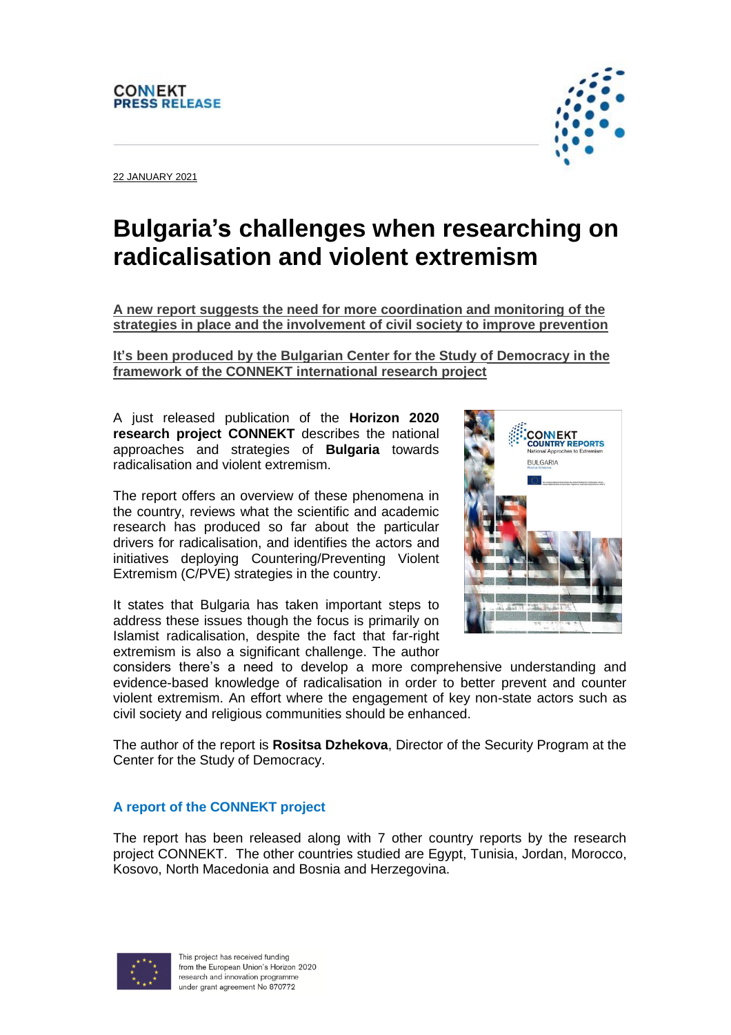**CONNEKT PRESS RELEASE**

22 JANUARY 2021

# Bulgaria's challenges when researching on radicalisation and violent extremism

**A new report suggests the need for more coordination and monitoring of the strategies in place and the involvement of civil society to improve prevention**

**It's been produced by the Bulgarian Center for the Study of Democracy in the framework of the CONNEKT international research project**

A just released publication of the **Horizon 2020 research project CONNEKT** describes the national approaches and strategies of **Bulgaria** towards radicalisation and violent extremism.

The report offers an overview of these phenomena in the country, reviews what the scientific and academic research has produced so far about the particular drivers for radicalisation, and identifies the actors and initiatives deploying Countering/Preventing Violent Extremism (C/PVE) strategies in the country.

It states that Bulgaria has taken important steps to address these issues though the focus is primarily on Islamist radicalisation, despite the fact that far-right extremism is also a significant challenge. The author considers there's a need to develop a more comprehensive understanding and evidence-based knowledge of radicalisation in order to better prevent and counter violent extremism. An effort where the engagement of key non-state actors such as civil society and religious communities should be enhanced.

The author of the report is **Rositsa Dzhekova**, Director of the Security Program at the Center for the Study of Democracy.

## A report of the CONNEKT project

The report has been released along with 7 other country reports by the research project CONNEKT. The other countries studied are Egypt, Tunisia, Jordan, Morocco, Kosovo, North Macedonia and Bosnia and Herzegovina.

This project has received funding from the European Union's Horizon 2020 research and innovation programme under grant agreement No 870772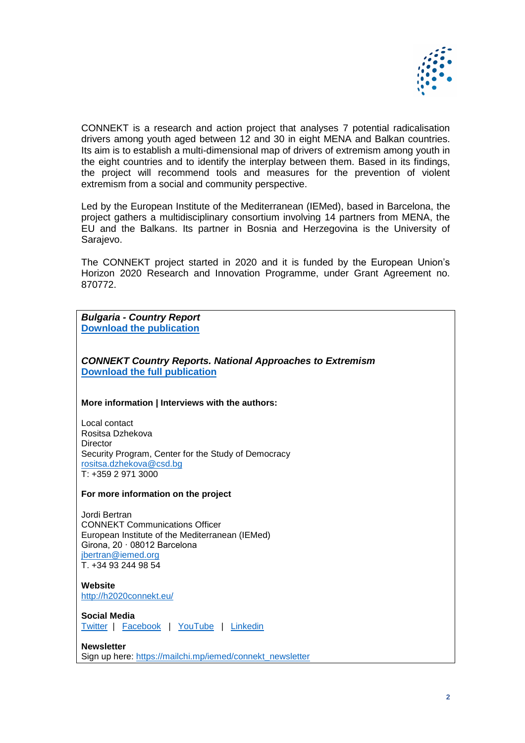CONNEKT is a research and action project that analyses 7 potential radicalisation drivers among youth aged between 12 and 30 in eight MENA and Balkan countries. Its aim is to establish a multi-dimensional map of drivers of extremism among youth in the eight countries and to identify the interplay between them. Based in its findings, the project will recommend tools and measures for the prevention of violent extremism from a social and community perspective.

Led by the European Institute of the Mediterranean (IEMed), based in Barcelona, the project gathers a multidisciplinary consortium involving 14 partners from MENA, the EU and the Balkans. Its partner in Bosnia and Herzegovina is the University of Sarajevo.

The CONNEKT project started in 2020 and it is funded by the European Union's Horizon 2020 Research and Innovation Programme, under Grant Agreement no. 870772.

***Bulgaria - Country Report***
**Download the publication**

***CONNEKT Country Reports. National Approaches to Extremism***
**Download the full publication**

**More information | Interviews with the authors:**

Local contact
Rositsa Dzhekova
Director
Security Program, Center for the Study of Democracy
rositsa.dzhekova@csd.bg
T: +359 2 971 3000

**For more information on the project**

Jordi Bertran
CONNEKT Communications Officer
European Institute of the Mediterranean (IEMed)
Girona, 20 · 08012 Barcelona
jbertran@iemed.org
T. +34 93 244 98 54

**Website**
http://h2020connekt.eu/

**Social Media**
Twitter | Facebook | YouTube | Linkedin

**Newsletter**
Sign up here: https://mailchi.mp/iemed/connekt_newsletter